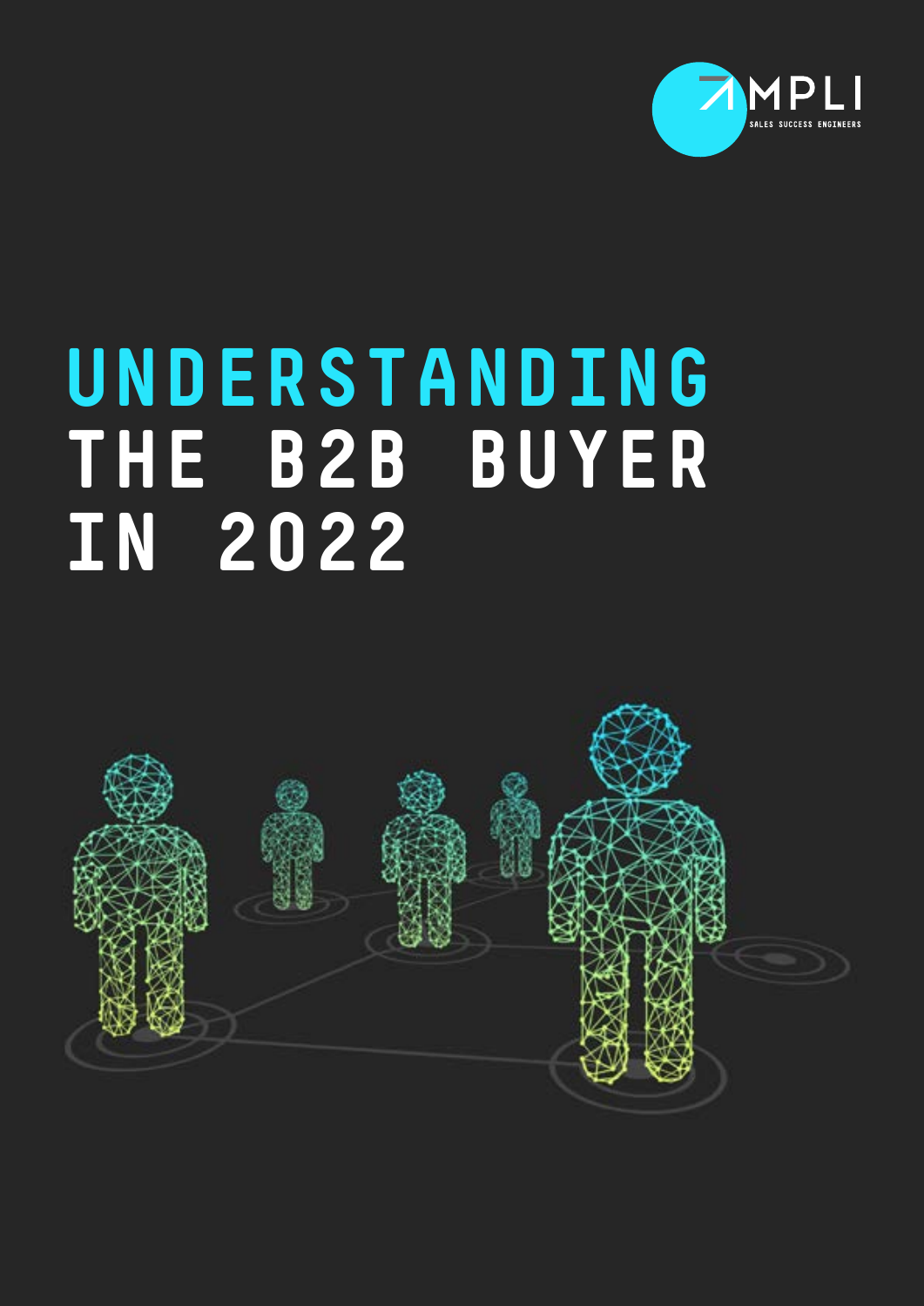AMPLI

SALES SUCCESS ENGINEERS

# UNDERSTANDING THE B2B BUYER IN 2022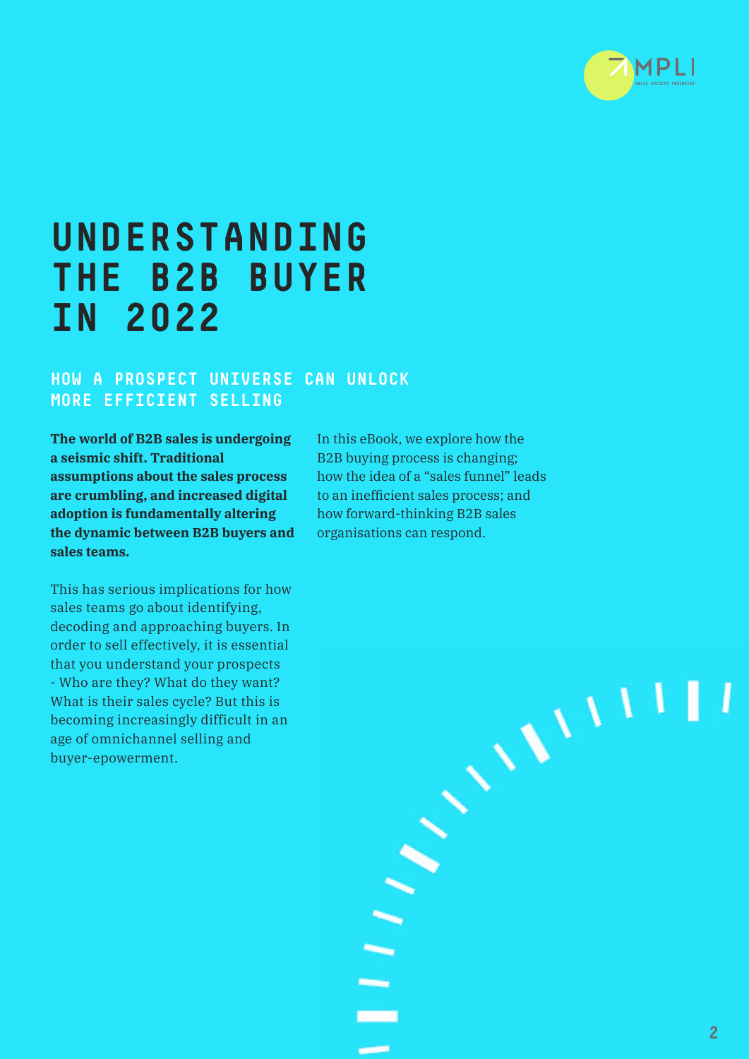# UNDERSTANDING THE B2B BUYER IN 2022

## HOW A PROSPECT UNIVERSE CAN UNLOCK MORE EFFICIENT SELLING

**The world of B2B sales is undergoing a seismic shift. Traditional assumptions about the sales process are crumbling, and increased digital adoption is fundamentally altering the dynamic between B2B buyers and sales teams.**

This has serious implications for how sales teams go about identifying, decoding and approaching buyers. In order to sell effectively, it is essential that you understand your prospects - Who are they? What do they want? What is their sales cycle? But this is becoming increasingly difficult in an age of omnichannel selling and buyer-epowerment.

In this eBook, we explore how the B2B buying process is changing; how the idea of a "sales funnel" leads to an inefficient sales process; and how forward-thinking B2B sales organisations can respond.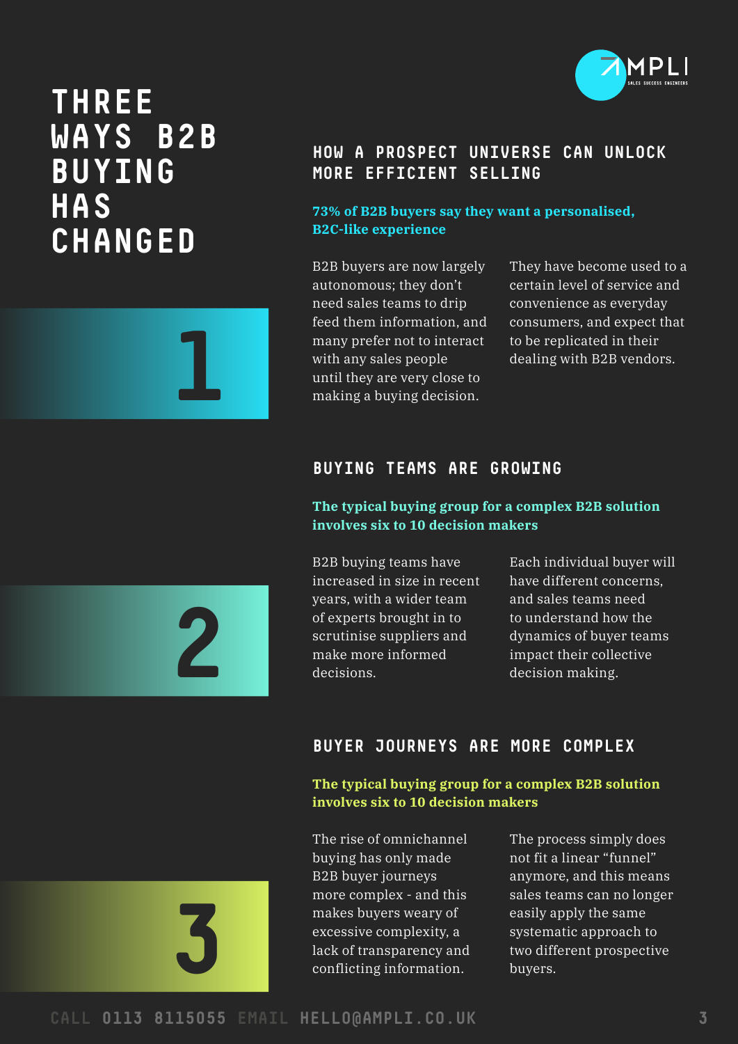# THREE WAYS B2B BUYING HAS CHANGED

## 1

### HOW A PROSPECT UNIVERSE CAN UNLOCK MORE EFFICIENT SELLING

**73% of B2B buyers say they want a personalised, B2C-like experience**

B2B buyers are now largely autonomous; they don't need sales teams to drip feed them information, and many prefer not to interact with any sales people until they are very close to making a buying decision.

They have become used to a certain level of service and convenience as everyday consumers, and expect that to be replicated in their dealing with B2B vendors.

## 2

### BUYING TEAMS ARE GROWING

**The typical buying group for a complex B2B solution involves six to 10 decision makers**

B2B buying teams have increased in size in recent years, with a wider team of experts brought in to scrutinise suppliers and make more informed decisions.

Each individual buyer will have different concerns, and sales teams need to understand how the dynamics of buyer teams impact their collective decision making.

## 3

### BUYER JOURNEYS ARE MORE COMPLEX

**The typical buying group for a complex B2B solution involves six to 10 decision makers**

The rise of omnichannel buying has only made B2B buyer journeys more complex - and this makes buyers weary of excessive complexity, a lack of transparency and conflicting information.

The process simply does not fit a linear "funnel" anymore, and this means sales teams can no longer easily apply the same systematic approach to two different prospective buyers.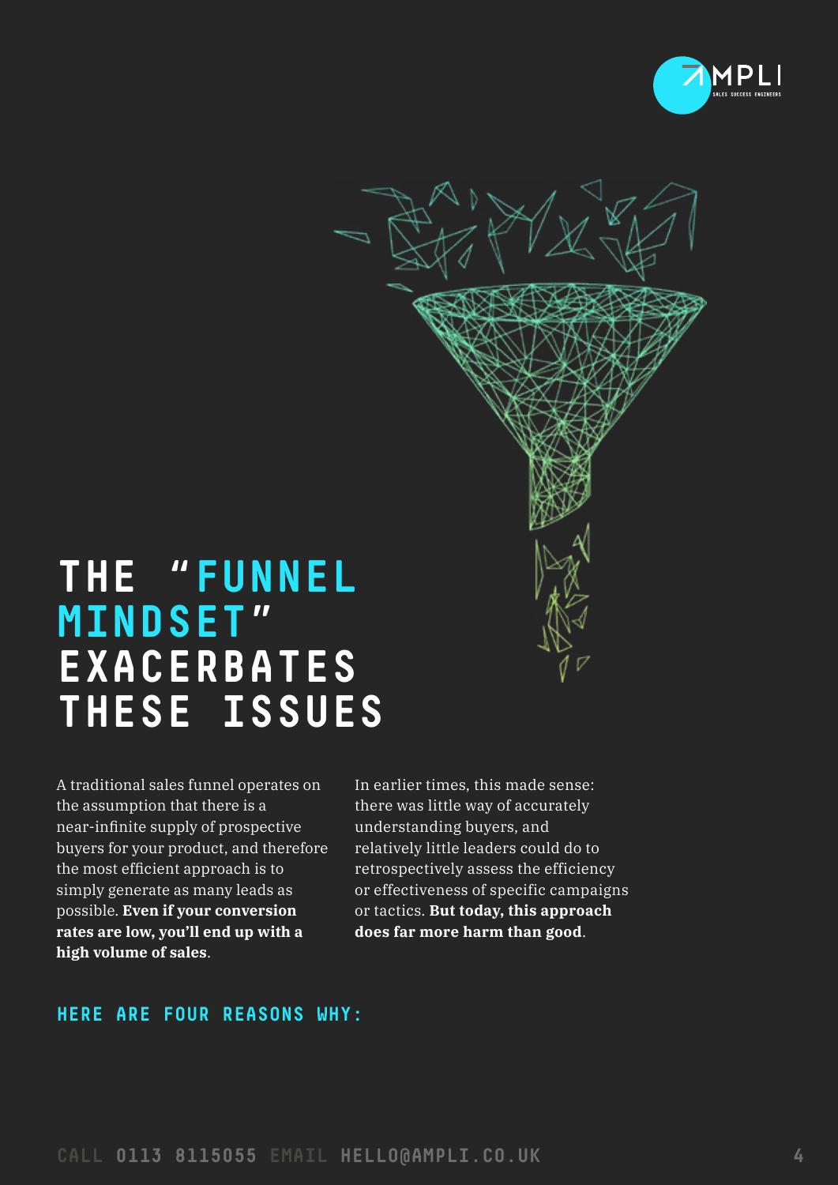# THE "FUNNEL MINDSET" EXACERBATES THESE ISSUES

A traditional sales funnel operates on the assumption that there is a near-infinite supply of prospective buyers for your product, and therefore the most efficient approach is to simply generate as many leads as possible. **Even if your conversion rates are low, you'll end up with a high volume of sales**.

In earlier times, this made sense: there was little way of accurately understanding buyers, and relatively little leaders could do to retrospectively assess the efficiency or effectiveness of specific campaigns or tactics. **But today, this approach does far more harm than good**.

## HERE ARE FOUR REASONS WHY: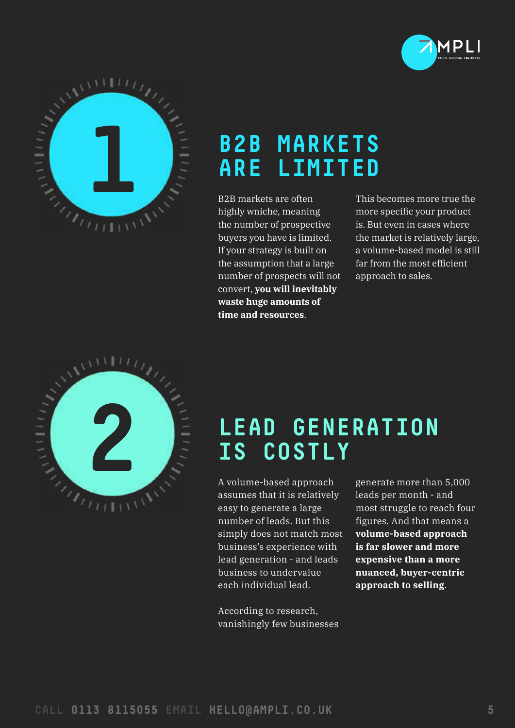## 1

## B2B MARKETS ARE LIMITED

B2B markets are often highly wniche, meaning the number of prospective buyers you have is limited. If your strategy is built on the assumption that a large number of prospects will not convert, **you will inevitably waste huge amounts of time and resources**.

This becomes more true the more specific your product is. But even in cases where the market is relatively large, a volume-based model is still far from the most efficient approach to sales.

## 2

## LEAD GENERATION IS COSTLY

A volume-based approach assumes that it is relatively easy to generate a large number of leads. But this simply does not match most business's experience with lead generation - and leads business to undervalue each individual lead.

According to research, vanishingly few businesses generate more than 5,000 leads per month - and most struggle to reach four figures. And that means a **volume-based approach is far slower and more expensive than a more nuanced, buyer-centric approach to selling**.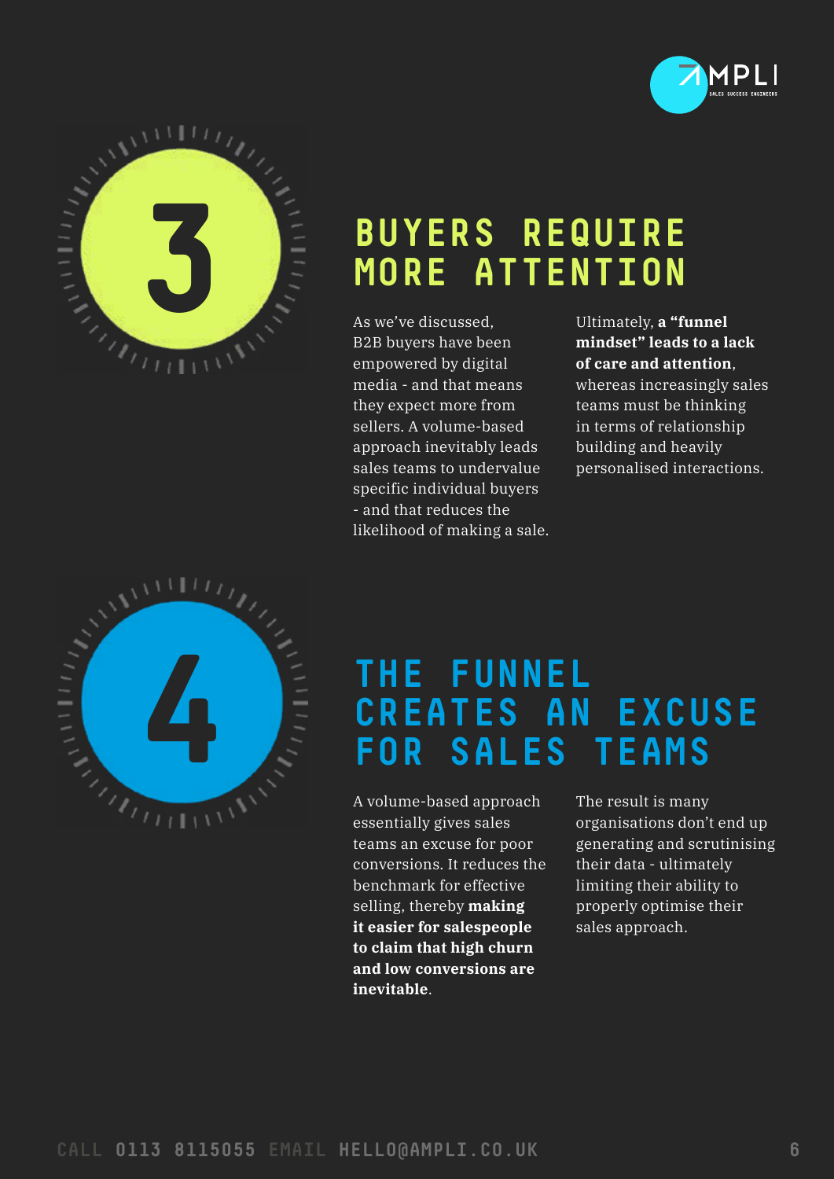## 3 BUYERS REQUIRE MORE ATTENTION

As we've discussed, B2B buyers have been empowered by digital media - and that means they expect more from sellers. A volume-based approach inevitably leads sales teams to undervalue specific individual buyers - and that reduces the likelihood of making a sale.

Ultimately, **a "funnel mindset" leads to a lack of care and attention**, whereas increasingly sales teams must be thinking in terms of relationship building and heavily personalised interactions.

## 4 THE FUNNEL CREATES AN EXCUSE FOR SALES TEAMS

A volume-based approach essentially gives sales teams an excuse for poor conversions. It reduces the benchmark for effective selling, thereby **making it easier for salespeople to claim that high churn and low conversions are inevitable**.

The result is many organisations don't end up generating and scrutinising their data - ultimately limiting their ability to properly optimise their sales approach.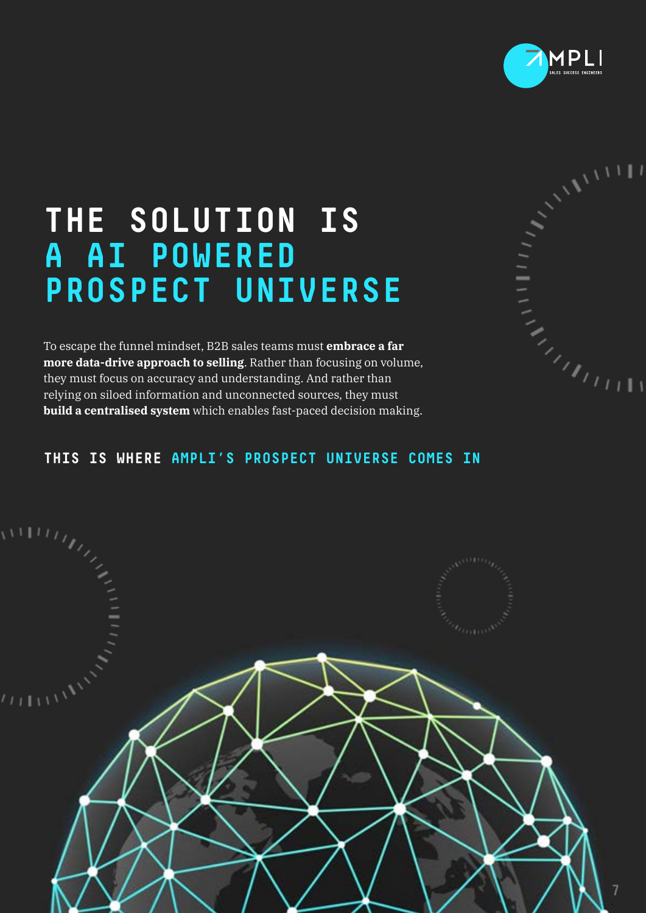# THE SOLUTION IS A AI POWERED PROSPECT UNIVERSE

To escape the funnel mindset, B2B sales teams must **embrace a far more data-drive approach to selling**. Rather than focusing on volume, they must focus on accuracy and understanding. And rather than relying on siloed information and unconnected sources, they must **build a centralised system** which enables fast-paced decision making.

**THIS IS WHERE AMPLI'S PROSPECT UNIVERSE COMES IN**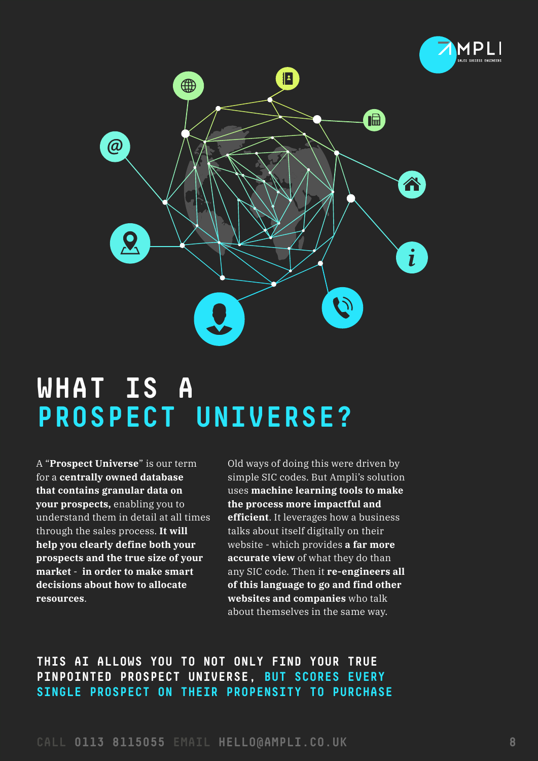# WHAT IS A PROSPECT UNIVERSE?

A "**Prospect Universe**" is our term for a **centrally owned database that contains granular data on your prospects,** enabling you to understand them in detail at all times through the sales process. **It will help you clearly define both your prospects and the true size of your market - in order to make smart decisions about how to allocate resources**.

Old ways of doing this were driven by simple SIC codes. But Ampli's solution uses **machine learning tools to make the process more impactful and efficient**. It leverages how a business talks about itself digitally on their website - which provides **a far more accurate view** of what they do than any SIC code. Then it **re-engineers all of this language to go and find other websites and companies** who talk about themselves in the same way.

**THIS AI ALLOWS YOU TO NOT ONLY FIND YOUR TRUE PINPOINTED PROSPECT UNIVERSE, BUT SCORES EVERY SINGLE PROSPECT ON THEIR PROPENSITY TO PURCHASE**

CALL **0113 8115055** EMAIL **HELLO@AMPLI.CO.UK**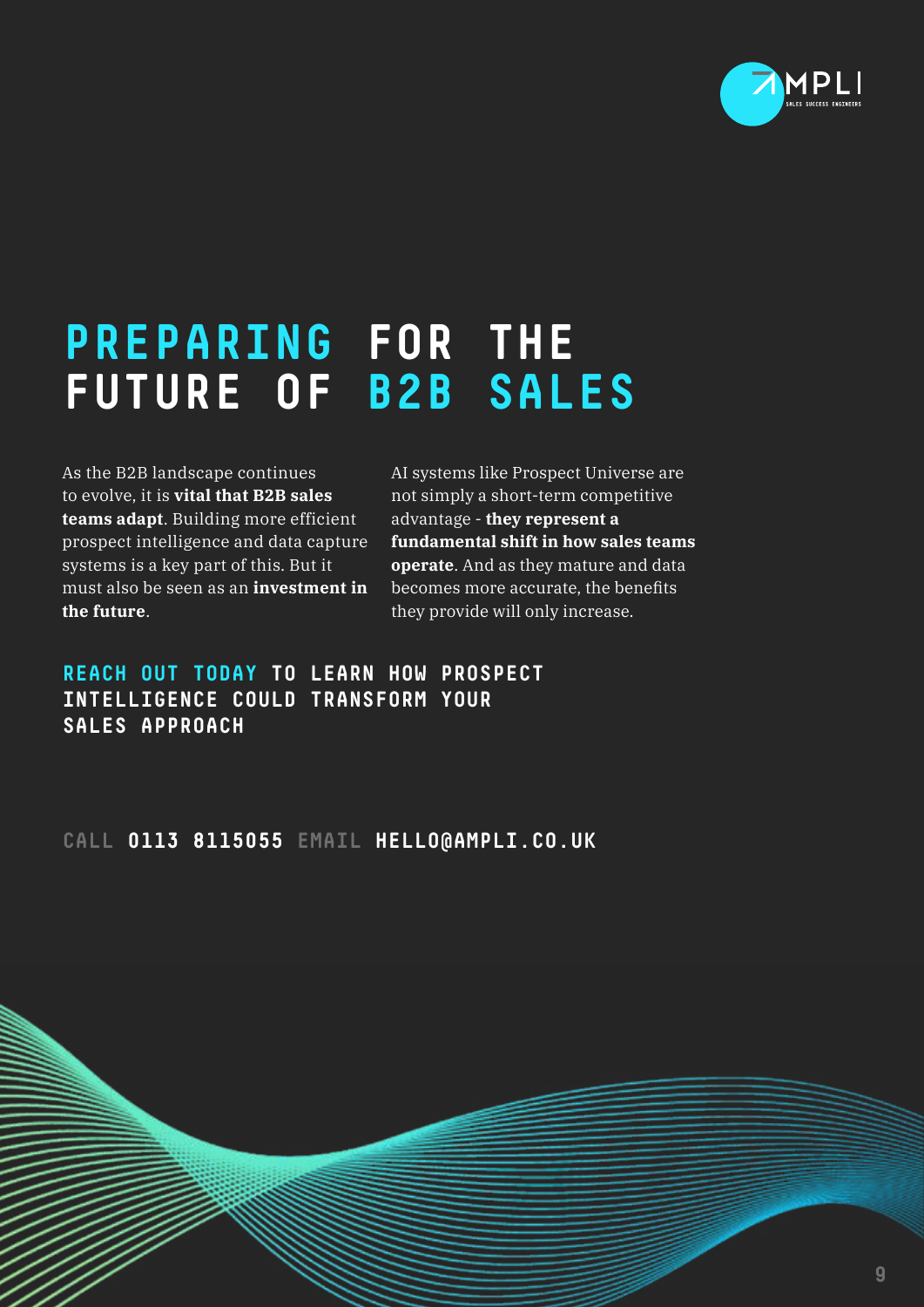# PREPARING FOR THE FUTURE OF B2B SALES

As the B2B landscape continues to evolve, it is **vital that B2B sales teams adapt**. Building more efficient prospect intelligence and data capture systems is a key part of this. But it must also be seen as an **investment in the future**.

AI systems like Prospect Universe are not simply a short-term competitive advantage - **they represent a fundamental shift in how sales teams operate**. And as they mature and data becomes more accurate, the benefits they provide will only increase.

**REACH OUT TODAY TO LEARN HOW PROSPECT INTELLIGENCE COULD TRANSFORM YOUR SALES APPROACH**

CALL **0113 8115055** EMAIL **HELLO@AMPLI.CO.UK**